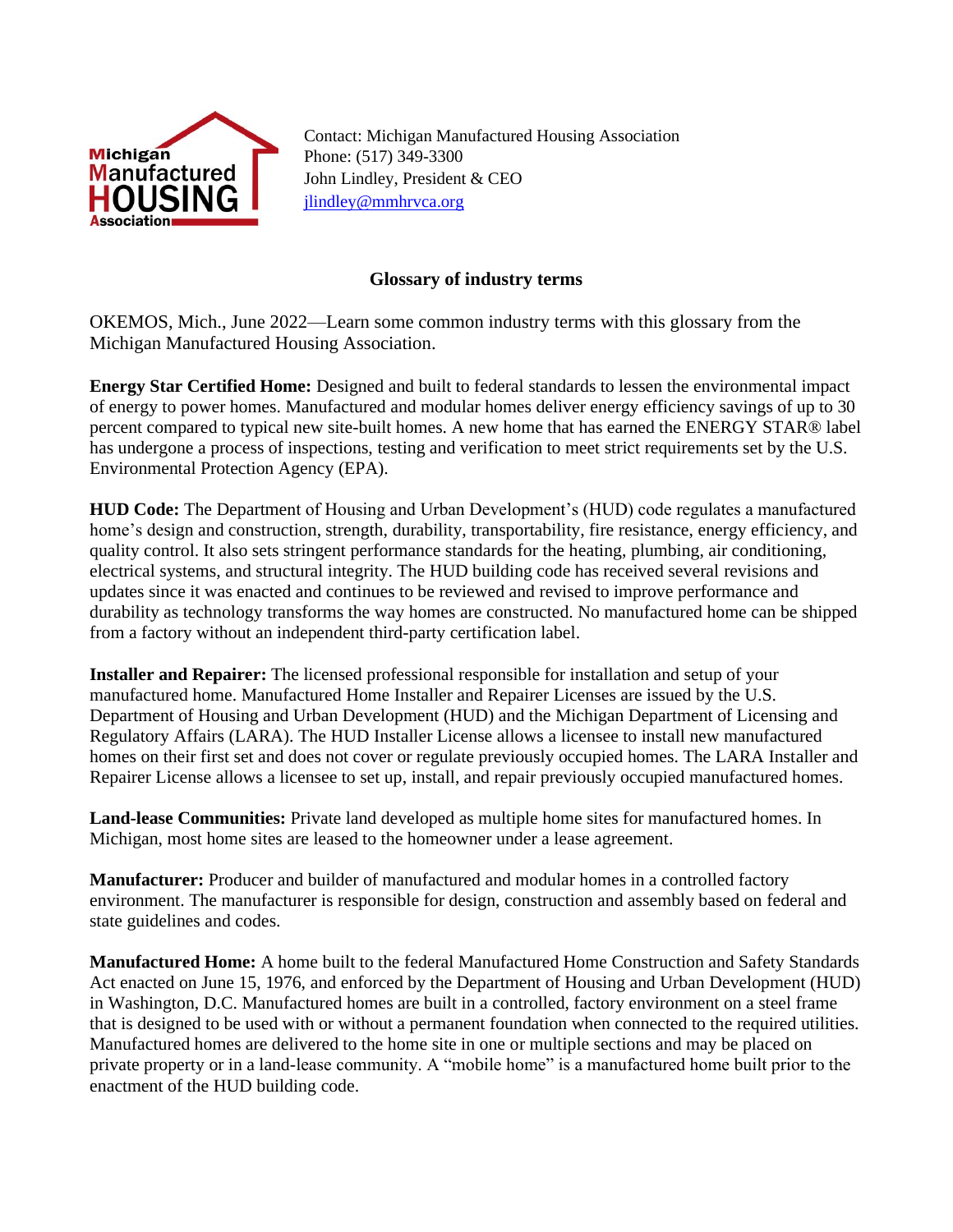Michigan Manufactured HOUSING Association

Contact: Michigan Manufactured Housing Association
Phone: (517) 349-3300
John Lindley, President & CEO
[jlindley@mmhrvca.org](mailto:jlindley@mmhrvca.org)

## Glossary of industry terms

OKEMOS, Mich., June 2022—Learn some common industry terms with this glossary from the Michigan Manufactured Housing Association.

**Energy Star Certified Home:** Designed and built to federal standards to lessen the environmental impact of energy to power homes. Manufactured and modular homes deliver energy efficiency savings of up to 30 percent compared to typical new site-built homes. A new home that has earned the ENERGY STAR® label has undergone a process of inspections, testing and verification to meet strict requirements set by the U.S. Environmental Protection Agency (EPA).

**HUD Code:** The Department of Housing and Urban Development's (HUD) code regulates a manufactured home's design and construction, strength, durability, transportability, fire resistance, energy efficiency, and quality control. It also sets stringent performance standards for the heating, plumbing, air conditioning, electrical systems, and structural integrity. The HUD building code has received several revisions and updates since it was enacted and continues to be reviewed and revised to improve performance and durability as technology transforms the way homes are constructed. No manufactured home can be shipped from a factory without an independent third-party certification label.

**Installer and Repairer:** The licensed professional responsible for installation and setup of your manufactured home. Manufactured Home Installer and Repairer Licenses are issued by the U.S. Department of Housing and Urban Development (HUD) and the Michigan Department of Licensing and Regulatory Affairs (LARA). The HUD Installer License allows a licensee to install new manufactured homes on their first set and does not cover or regulate previously occupied homes. The LARA Installer and Repairer License allows a licensee to set up, install, and repair previously occupied manufactured homes.

**Land-lease Communities:** Private land developed as multiple home sites for manufactured homes. In Michigan, most home sites are leased to the homeowner under a lease agreement.

**Manufacturer:** Producer and builder of manufactured and modular homes in a controlled factory environment. The manufacturer is responsible for design, construction and assembly based on federal and state guidelines and codes.

**Manufactured Home:** A home built to the federal Manufactured Home Construction and Safety Standards Act enacted on June 15, 1976, and enforced by the Department of Housing and Urban Development (HUD) in Washington, D.C. Manufactured homes are built in a controlled, factory environment on a steel frame that is designed to be used with or without a permanent foundation when connected to the required utilities. Manufactured homes are delivered to the home site in one or multiple sections and may be placed on private property or in a land-lease community. A "mobile home" is a manufactured home built prior to the enactment of the HUD building code.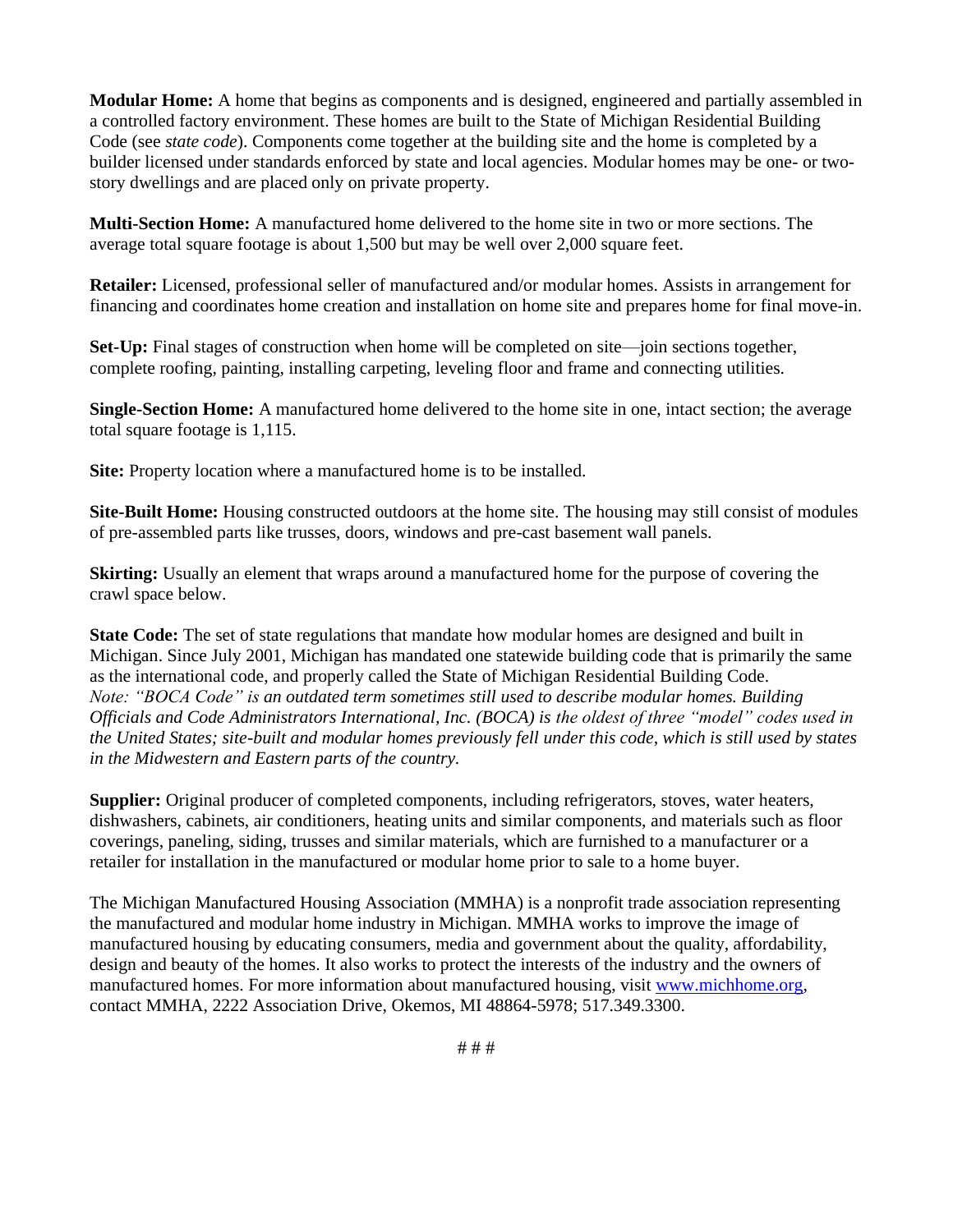**Modular Home:** A home that begins as components and is designed, engineered and partially assembled in a controlled factory environment. These homes are built to the State of Michigan Residential Building Code (see *state code*). Components come together at the building site and the home is completed by a builder licensed under standards enforced by state and local agencies. Modular homes may be one- or two-story dwellings and are placed only on private property.

**Multi-Section Home:** A manufactured home delivered to the home site in two or more sections. The average total square footage is about 1,500 but may be well over 2,000 square feet.

**Retailer:** Licensed, professional seller of manufactured and/or modular homes. Assists in arrangement for financing and coordinates home creation and installation on home site and prepares home for final move-in.

**Set-Up:** Final stages of construction when home will be completed on site—join sections together, complete roofing, painting, installing carpeting, leveling floor and frame and connecting utilities.

**Single-Section Home:** A manufactured home delivered to the home site in one, intact section; the average total square footage is 1,115.

**Site:** Property location where a manufactured home is to be installed.

**Site-Built Home:** Housing constructed outdoors at the home site. The housing may still consist of modules of pre-assembled parts like trusses, doors, windows and pre-cast basement wall panels.

**Skirting:** Usually an element that wraps around a manufactured home for the purpose of covering the crawl space below.

**State Code:** The set of state regulations that mandate how modular homes are designed and built in Michigan. Since July 2001, Michigan has mandated one statewide building code that is primarily the same as the international code, and properly called the State of Michigan Residential Building Code. *Note: "BOCA Code" is an outdated term sometimes still used to describe modular homes. Building Officials and Code Administrators International, Inc. (BOCA) is the oldest of three "model" codes used in the United States; site-built and modular homes previously fell under this code, which is still used by states in the Midwestern and Eastern parts of the country.*

**Supplier:** Original producer of completed components, including refrigerators, stoves, water heaters, dishwashers, cabinets, air conditioners, heating units and similar components, and materials such as floor coverings, paneling, siding, trusses and similar materials, which are furnished to a manufacturer or a retailer for installation in the manufactured or modular home prior to sale to a home buyer.

The Michigan Manufactured Housing Association (MMHA) is a nonprofit trade association representing the manufactured and modular home industry in Michigan. MMHA works to improve the image of manufactured housing by educating consumers, media and government about the quality, affordability, design and beauty of the homes. It also works to protect the interests of the industry and the owners of manufactured homes. For more information about manufactured housing, visit www.michhome.org, contact MMHA, 2222 Association Drive, Okemos, MI 48864-5978; 517.349.3300.

# # #